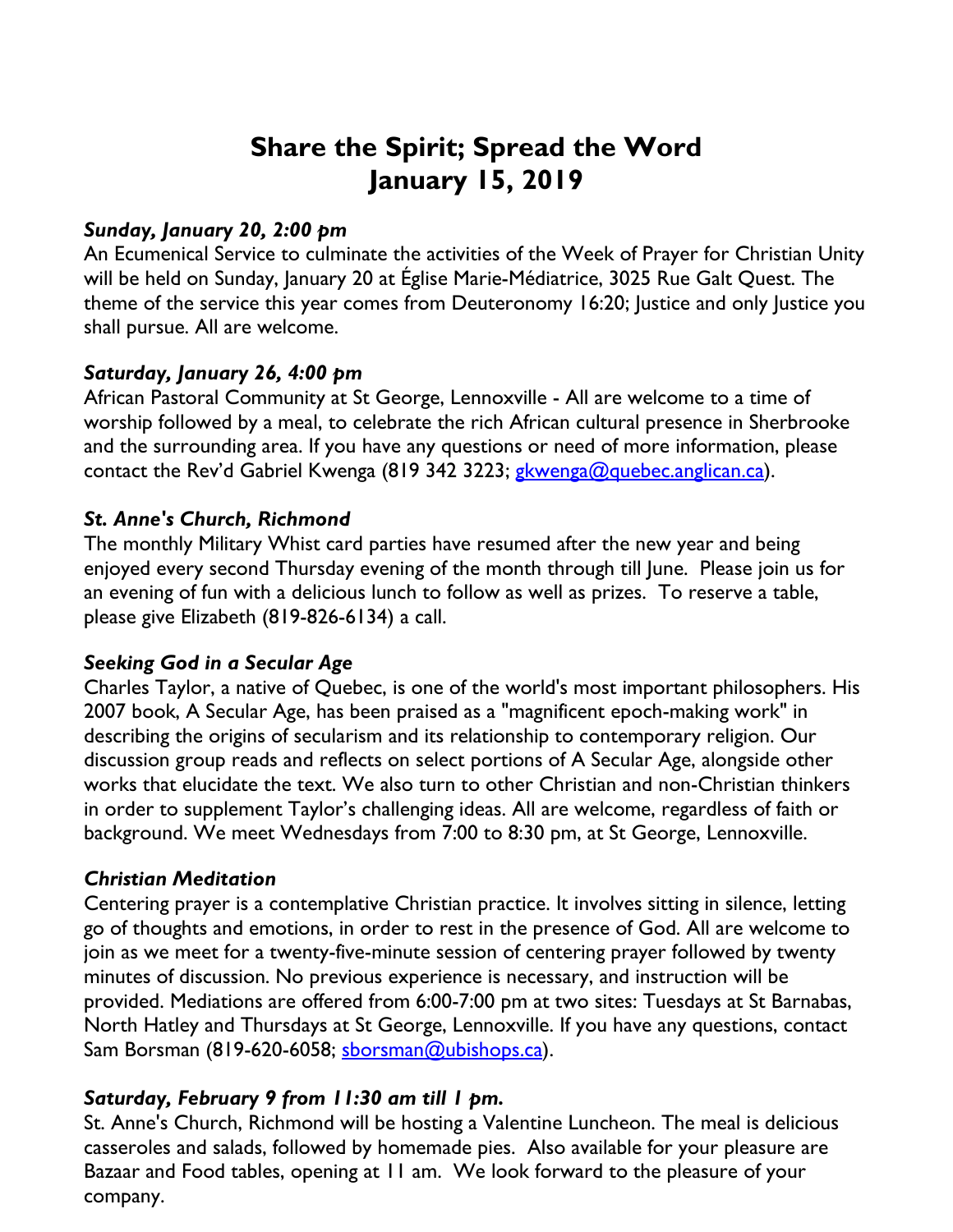# Share the Spirit; Spread the Word
# January 15, 2019

***Sunday, January 20, 2:00 pm***

An Ecumenical Service to culminate the activities of the Week of Prayer for Christian Unity will be held on Sunday, January 20 at Église Marie-Médiatrice, 3025 Rue Galt Quest. The theme of the service this year comes from Deuteronomy 16:20; Justice and only Justice you shall pursue. All are welcome.

***Saturday, January 26, 4:00 pm***

African Pastoral Community at St George, Lennoxville - All are welcome to a time of worship followed by a meal, to celebrate the rich African cultural presence in Sherbrooke and the surrounding area. If you have any questions or need of more information, please contact the Rev'd Gabriel Kwenga (819 342 3223; gkwenga@quebec.anglican.ca).

***St. Anne's Church, Richmond***

The monthly Military Whist card parties have resumed after the new year and being enjoyed every second Thursday evening of the month through till June. Please join us for an evening of fun with a delicious lunch to follow as well as prizes. To reserve a table, please give Elizabeth (819-826-6134) a call.

***Seeking God in a Secular Age***

Charles Taylor, a native of Quebec, is one of the world's most important philosophers. His 2007 book, A Secular Age, has been praised as a "magnificent epoch-making work" in describing the origins of secularism and its relationship to contemporary religion. Our discussion group reads and reflects on select portions of A Secular Age, alongside other works that elucidate the text. We also turn to other Christian and non-Christian thinkers in order to supplement Taylor's challenging ideas. All are welcome, regardless of faith or background. We meet Wednesdays from 7:00 to 8:30 pm, at St George, Lennoxville.

***Christian Meditation***

Centering prayer is a contemplative Christian practice. It involves sitting in silence, letting go of thoughts and emotions, in order to rest in the presence of God. All are welcome to join as we meet for a twenty-five-minute session of centering prayer followed by twenty minutes of discussion. No previous experience is necessary, and instruction will be provided. Mediations are offered from 6:00-7:00 pm at two sites: Tuesdays at St Barnabas, North Hatley and Thursdays at St George, Lennoxville. If you have any questions, contact Sam Borsman (819-620-6058; sborsman@ubishops.ca).

***Saturday, February 9 from 11:30 am till 1 pm.***

St. Anne's Church, Richmond will be hosting a Valentine Luncheon. The meal is delicious casseroles and salads, followed by homemade pies. Also available for your pleasure are Bazaar and Food tables, opening at 11 am. We look forward to the pleasure of your company.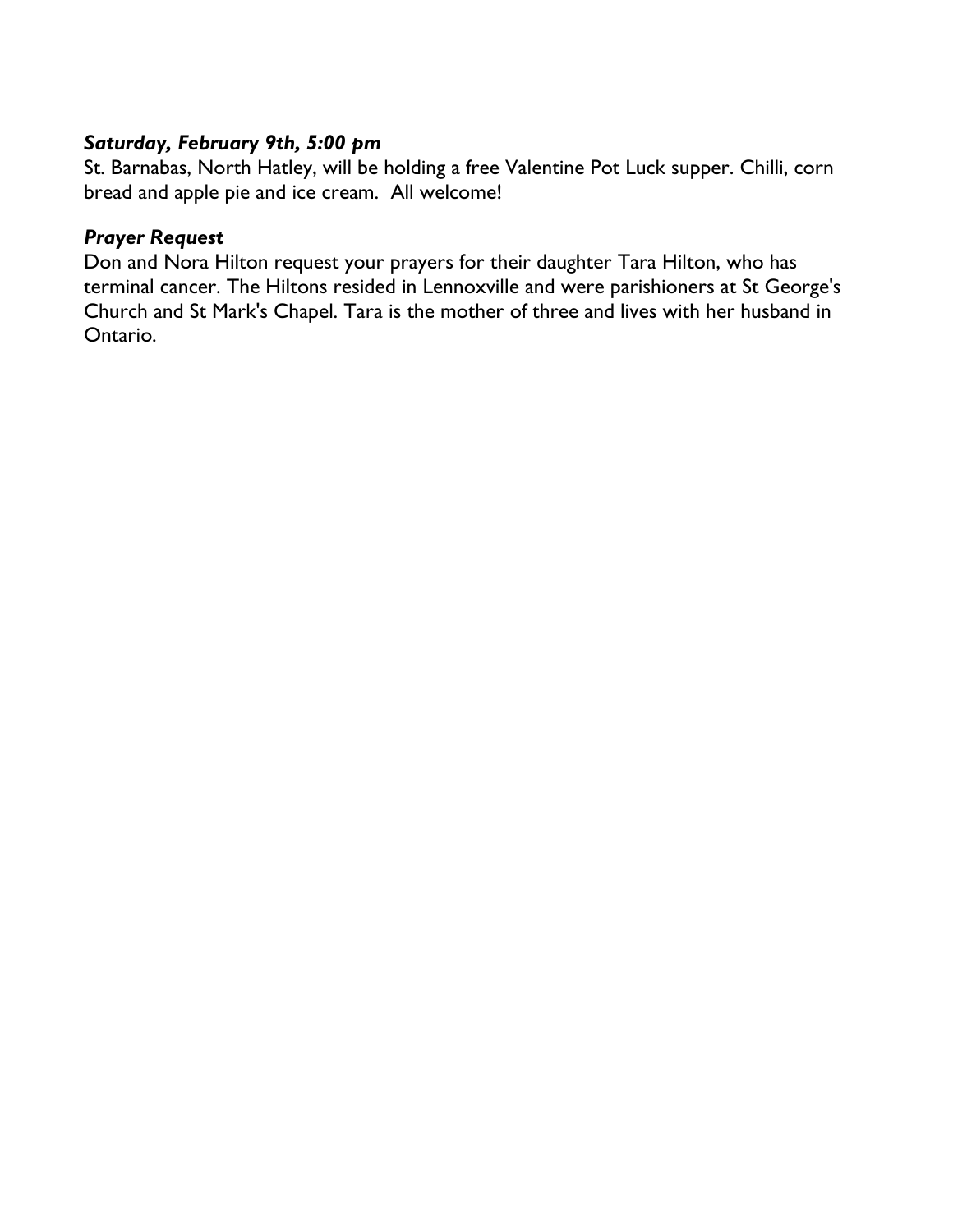***Saturday, February 9th, 5:00 pm***

St. Barnabas, North Hatley, will be holding a free Valentine Pot Luck supper. Chilli, corn bread and apple pie and ice cream. All welcome!

***Prayer Request***

Don and Nora Hilton request your prayers for their daughter Tara Hilton, who has terminal cancer. The Hiltons resided in Lennoxville and were parishioners at St George's Church and St Mark's Chapel. Tara is the mother of three and lives with her husband in Ontario.